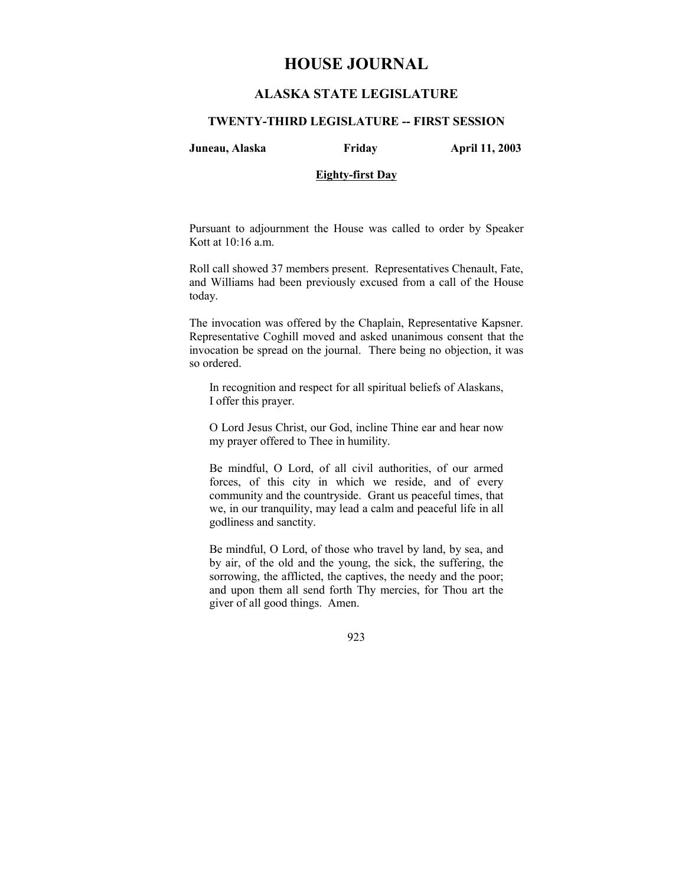# HOUSE JOURNAL

## ALASKA STATE LEGISLATURE

### TWENTY-THIRD LEGISLATURE -- FIRST SESSION

**Juneau, Alaska** **Friday** **April 11, 2003**

**Eighty-first Day**

Pursuant to adjournment the House was called to order by Speaker Kott at 10:16 a.m.

Roll call showed 37 members present. Representatives Chenault, Fate, and Williams had been previously excused from a call of the House today.

The invocation was offered by the Chaplain, Representative Kapsner. Representative Coghill moved and asked unanimous consent that the invocation be spread on the journal. There being no objection, it was so ordered.

> In recognition and respect for all spiritual beliefs of Alaskans, I offer this prayer.
>
> O Lord Jesus Christ, our God, incline Thine ear and hear now my prayer offered to Thee in humility.
>
> Be mindful, O Lord, of all civil authorities, of our armed forces, of this city in which we reside, and of every community and the countryside. Grant us peaceful times, that we, in our tranquility, may lead a calm and peaceful life in all godliness and sanctity.
>
> Be mindful, O Lord, of those who travel by land, by sea, and by air, of the old and the young, the sick, the suffering, the sorrowing, the afflicted, the captives, the needy and the poor; and upon them all send forth Thy mercies, for Thou art the giver of all good things. Amen.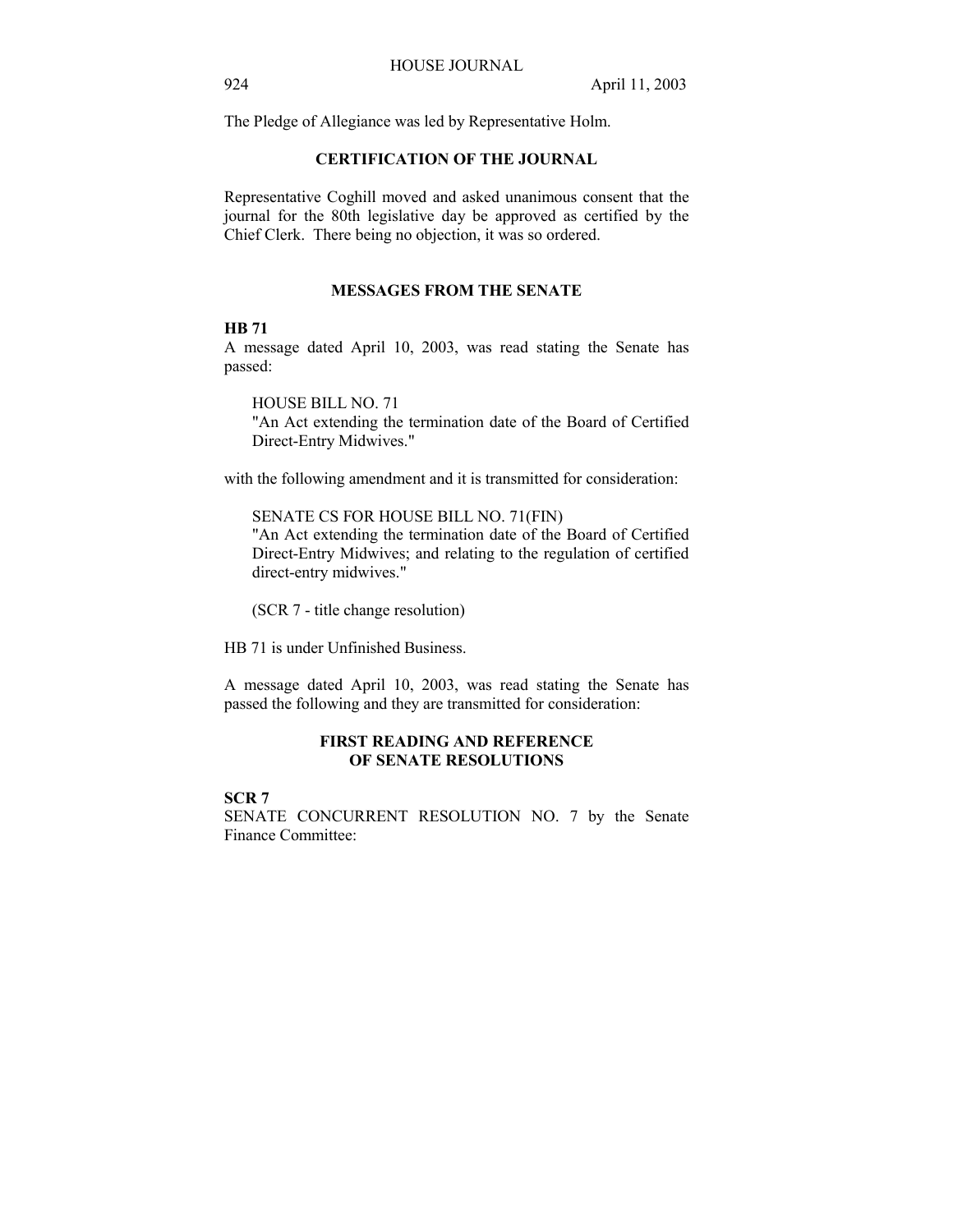The Pledge of Allegiance was led by Representative Holm.

## CERTIFICATION OF THE JOURNAL

Representative Coghill moved and asked unanimous consent that the journal for the 80th legislative day be approved as certified by the Chief Clerk. There being no objection, it was so ordered.

## MESSAGES FROM THE SENATE

**HB 71**

A message dated April 10, 2003, was read stating the Senate has passed:

HOUSE BILL NO. 71
"An Act extending the termination date of the Board of Certified Direct-Entry Midwives."

with the following amendment and it is transmitted for consideration:

SENATE CS FOR HOUSE BILL NO. 71(FIN)
"An Act extending the termination date of the Board of Certified Direct-Entry Midwives; and relating to the regulation of certified direct-entry midwives."

(SCR 7 - title change resolution)

HB 71 is under Unfinished Business.

A message dated April 10, 2003, was read stating the Senate has passed the following and they are transmitted for consideration:

## FIRST READING AND REFERENCE OF SENATE RESOLUTIONS

**SCR 7**

SENATE CONCURRENT RESOLUTION NO. 7 by the Senate Finance Committee: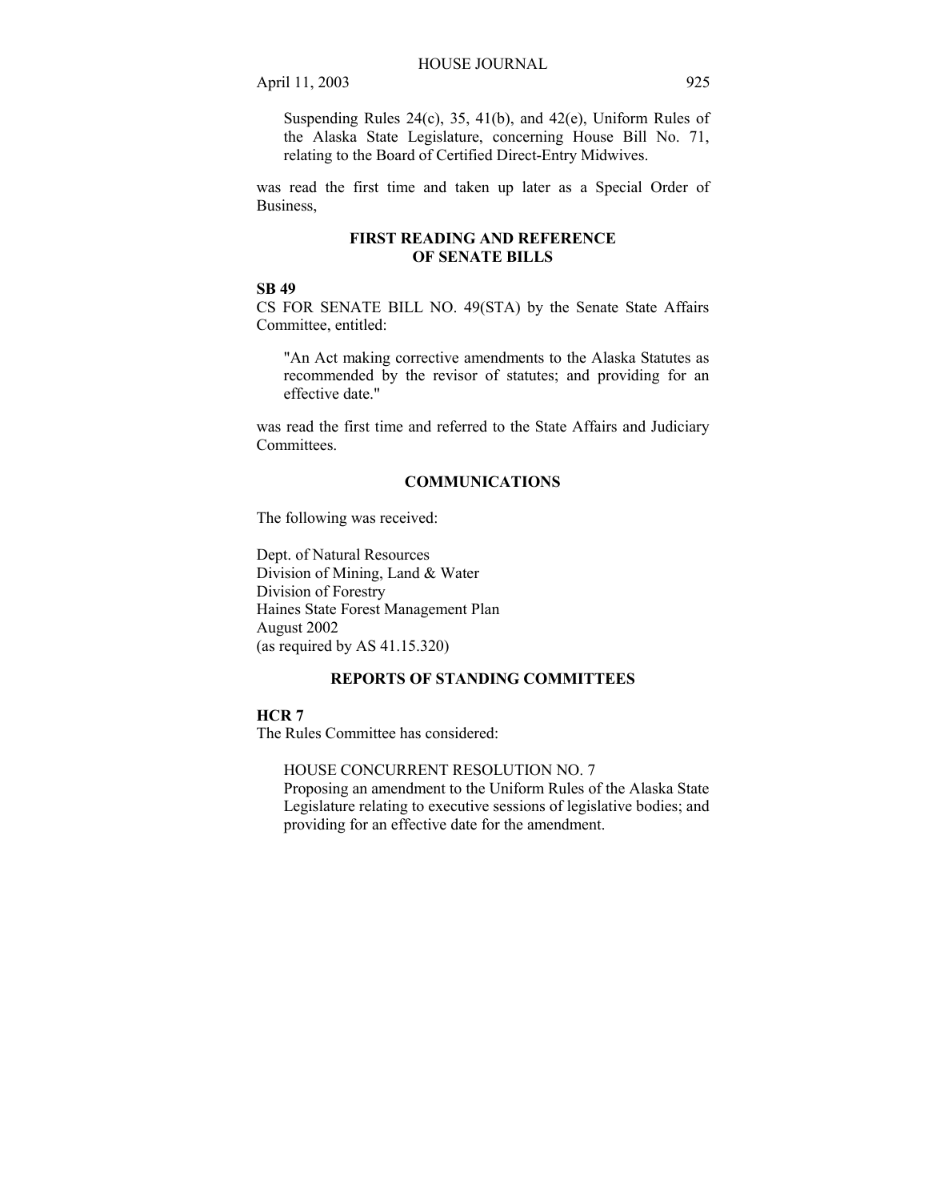Suspending Rules 24(c), 35, 41(b), and 42(e), Uniform Rules of the Alaska State Legislature, concerning House Bill No. 71, relating to the Board of Certified Direct-Entry Midwives.

was read the first time and taken up later as a Special Order of Business,

## FIRST READING AND REFERENCE OF SENATE BILLS

**SB 49**

CS FOR SENATE BILL NO. 49(STA) by the Senate State Affairs Committee, entitled:

"An Act making corrective amendments to the Alaska Statutes as recommended by the revisor of statutes; and providing for an effective date."

was read the first time and referred to the State Affairs and Judiciary Committees.

## COMMUNICATIONS

The following was received:

Dept. of Natural Resources
Division of Mining, Land & Water
Division of Forestry
Haines State Forest Management Plan
August 2002
(as required by AS 41.15.320)

## REPORTS OF STANDING COMMITTEES

**HCR 7**

The Rules Committee has considered:

HOUSE CONCURRENT RESOLUTION NO. 7
Proposing an amendment to the Uniform Rules of the Alaska State Legislature relating to executive sessions of legislative bodies; and providing for an effective date for the amendment.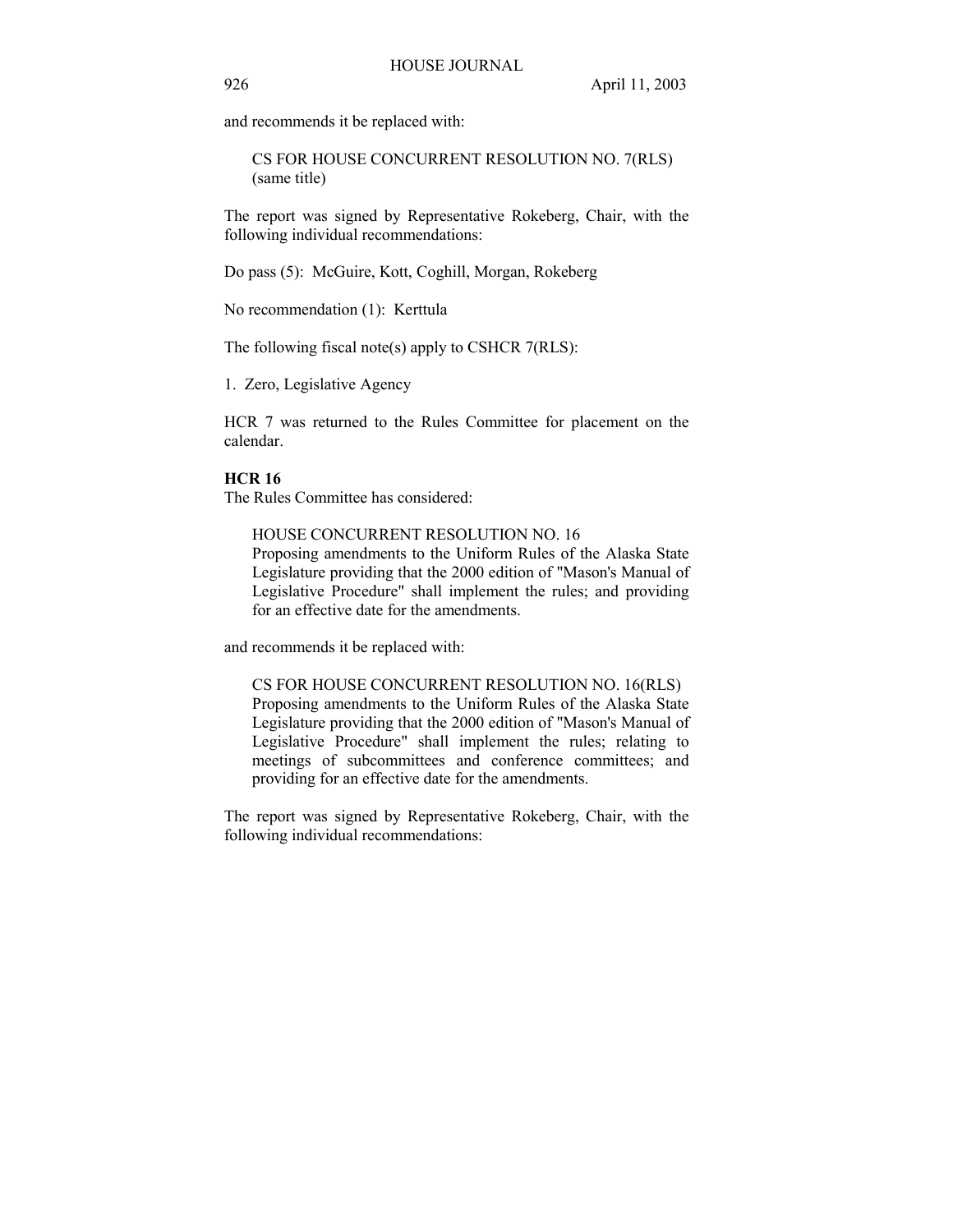and recommends it be replaced with:

> CS FOR HOUSE CONCURRENT RESOLUTION NO. 7(RLS)
> (same title)

The report was signed by Representative Rokeberg, Chair, with the following individual recommendations:

Do pass (5): McGuire, Kott, Coghill, Morgan, Rokeberg

No recommendation (1): Kerttula

The following fiscal note(s) apply to CSHCR 7(RLS):

1. Zero, Legislative Agency

HCR 7 was returned to the Rules Committee for placement on the calendar.

**HCR 16**

The Rules Committee has considered:

> HOUSE CONCURRENT RESOLUTION NO. 16
> Proposing amendments to the Uniform Rules of the Alaska State Legislature providing that the 2000 edition of "Mason's Manual of Legislative Procedure" shall implement the rules; and providing for an effective date for the amendments.

and recommends it be replaced with:

> CS FOR HOUSE CONCURRENT RESOLUTION NO. 16(RLS)
> Proposing amendments to the Uniform Rules of the Alaska State Legislature providing that the 2000 edition of "Mason's Manual of Legislative Procedure" shall implement the rules; relating to meetings of subcommittees and conference committees; and providing for an effective date for the amendments.

The report was signed by Representative Rokeberg, Chair, with the following individual recommendations: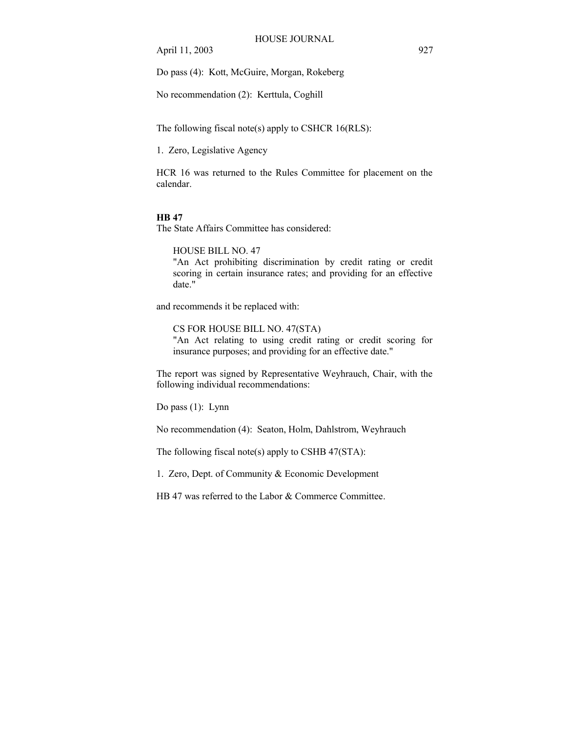Do pass (4): Kott, McGuire, Morgan, Rokeberg

No recommendation (2): Kerttula, Coghill

The following fiscal note(s) apply to CSHCR 16(RLS):

1. Zero, Legislative Agency

HCR 16 was returned to the Rules Committee for placement on the calendar.

**HB 47**

The State Affairs Committee has considered:

HOUSE BILL NO. 47
"An Act prohibiting discrimination by credit rating or credit scoring in certain insurance rates; and providing for an effective date."

and recommends it be replaced with:

CS FOR HOUSE BILL NO. 47(STA)
"An Act relating to using credit rating or credit scoring for insurance purposes; and providing for an effective date."

The report was signed by Representative Weyhrauch, Chair, with the following individual recommendations:

Do pass (1): Lynn

No recommendation (4): Seaton, Holm, Dahlstrom, Weyhrauch

The following fiscal note(s) apply to CSHB 47(STA):

1. Zero, Dept. of Community & Economic Development

HB 47 was referred to the Labor & Commerce Committee.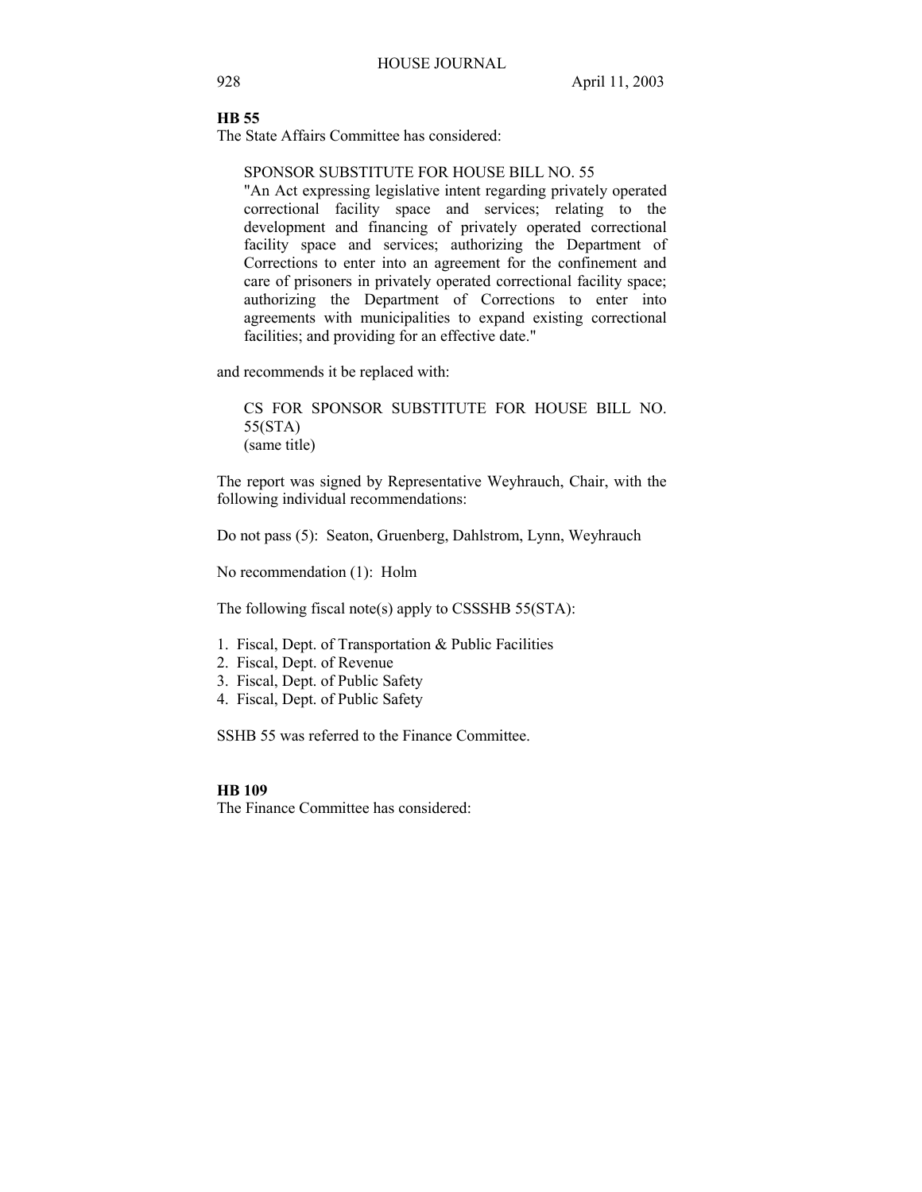**HB 55**

The State Affairs Committee has considered:

> SPONSOR SUBSTITUTE FOR HOUSE BILL NO. 55
> "An Act expressing legislative intent regarding privately operated correctional facility space and services; relating to the development and financing of privately operated correctional facility space and services; authorizing the Department of Corrections to enter into an agreement for the confinement and care of prisoners in privately operated correctional facility space; authorizing the Department of Corrections to enter into agreements with municipalities to expand existing correctional facilities; and providing for an effective date."

and recommends it be replaced with:

> CS FOR SPONSOR SUBSTITUTE FOR HOUSE BILL NO. 55(STA)
> (same title)

The report was signed by Representative Weyhrauch, Chair, with the following individual recommendations:

Do not pass (5): Seaton, Gruenberg, Dahlstrom, Lynn, Weyhrauch

No recommendation (1): Holm

The following fiscal note(s) apply to CSSSHB 55(STA):

1. Fiscal, Dept. of Transportation & Public Facilities
2. Fiscal, Dept. of Revenue
3. Fiscal, Dept. of Public Safety
4. Fiscal, Dept. of Public Safety

SSHB 55 was referred to the Finance Committee.

**HB 109**

The Finance Committee has considered: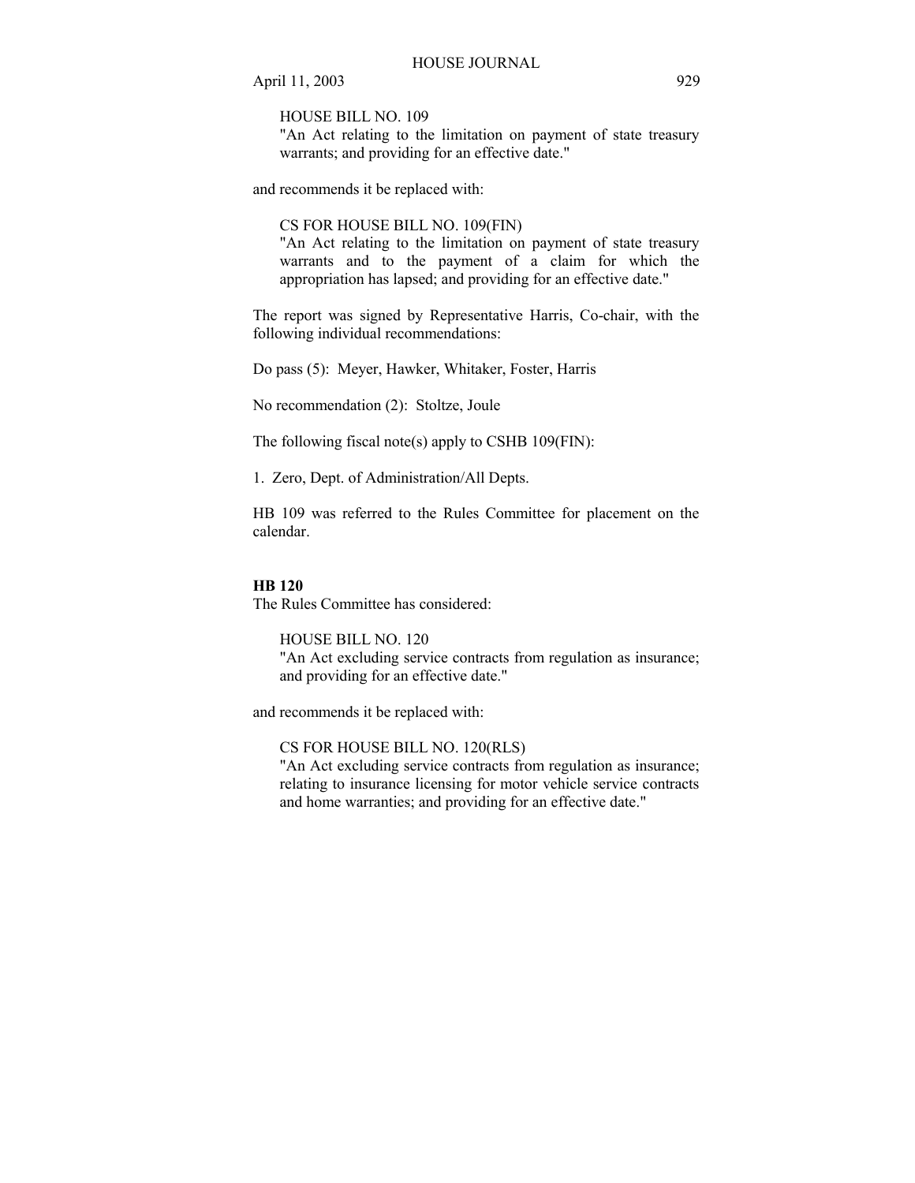HOUSE BILL NO. 109
"An Act relating to the limitation on payment of state treasury warrants; and providing for an effective date."

and recommends it be replaced with:

CS FOR HOUSE BILL NO. 109(FIN)
"An Act relating to the limitation on payment of state treasury warrants and to the payment of a claim for which the appropriation has lapsed; and providing for an effective date."

The report was signed by Representative Harris, Co-chair, with the following individual recommendations:

Do pass (5): Meyer, Hawker, Whitaker, Foster, Harris

No recommendation (2): Stoltze, Joule

The following fiscal note(s) apply to CSHB 109(FIN):

1. Zero, Dept. of Administration/All Depts.

HB 109 was referred to the Rules Committee for placement on the calendar.

**HB 120**

The Rules Committee has considered:

HOUSE BILL NO. 120
"An Act excluding service contracts from regulation as insurance; and providing for an effective date."

and recommends it be replaced with:

CS FOR HOUSE BILL NO. 120(RLS)
"An Act excluding service contracts from regulation as insurance; relating to insurance licensing for motor vehicle service contracts and home warranties; and providing for an effective date."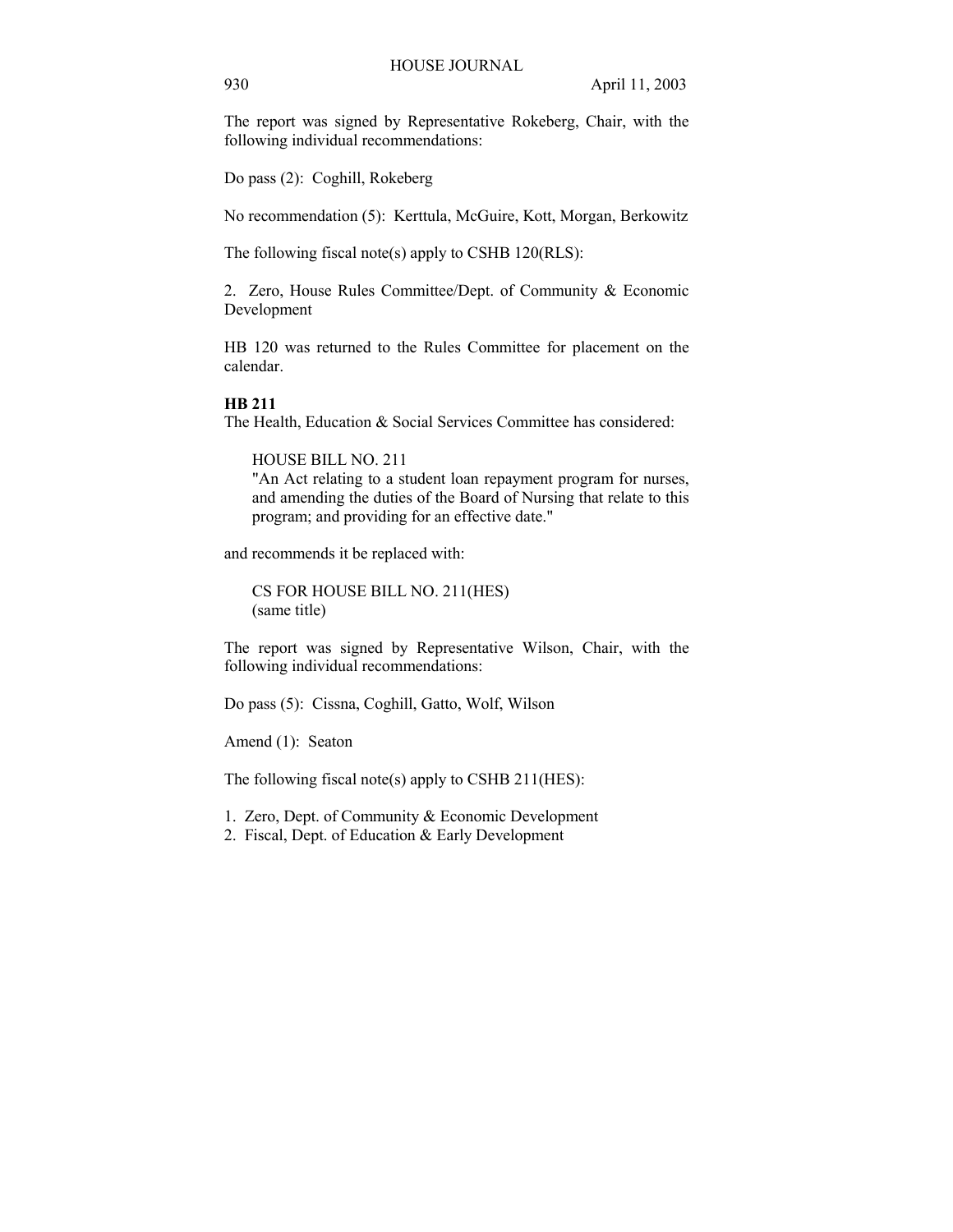The report was signed by Representative Rokeberg, Chair, with the following individual recommendations:

Do pass (2): Coghill, Rokeberg

No recommendation (5): Kerttula, McGuire, Kott, Morgan, Berkowitz

The following fiscal note(s) apply to CSHB 120(RLS):

2. Zero, House Rules Committee/Dept. of Community & Economic Development

HB 120 was returned to the Rules Committee for placement on the calendar.

**HB 211**

The Health, Education & Social Services Committee has considered:

> HOUSE BILL NO. 211
> "An Act relating to a student loan repayment program for nurses, and amending the duties of the Board of Nursing that relate to this program; and providing for an effective date."

and recommends it be replaced with:

> CS FOR HOUSE BILL NO. 211(HES)
> (same title)

The report was signed by Representative Wilson, Chair, with the following individual recommendations:

Do pass (5): Cissna, Coghill, Gatto, Wolf, Wilson

Amend (1): Seaton

The following fiscal note(s) apply to CSHB 211(HES):

1. Zero, Dept. of Community & Economic Development
2. Fiscal, Dept. of Education & Early Development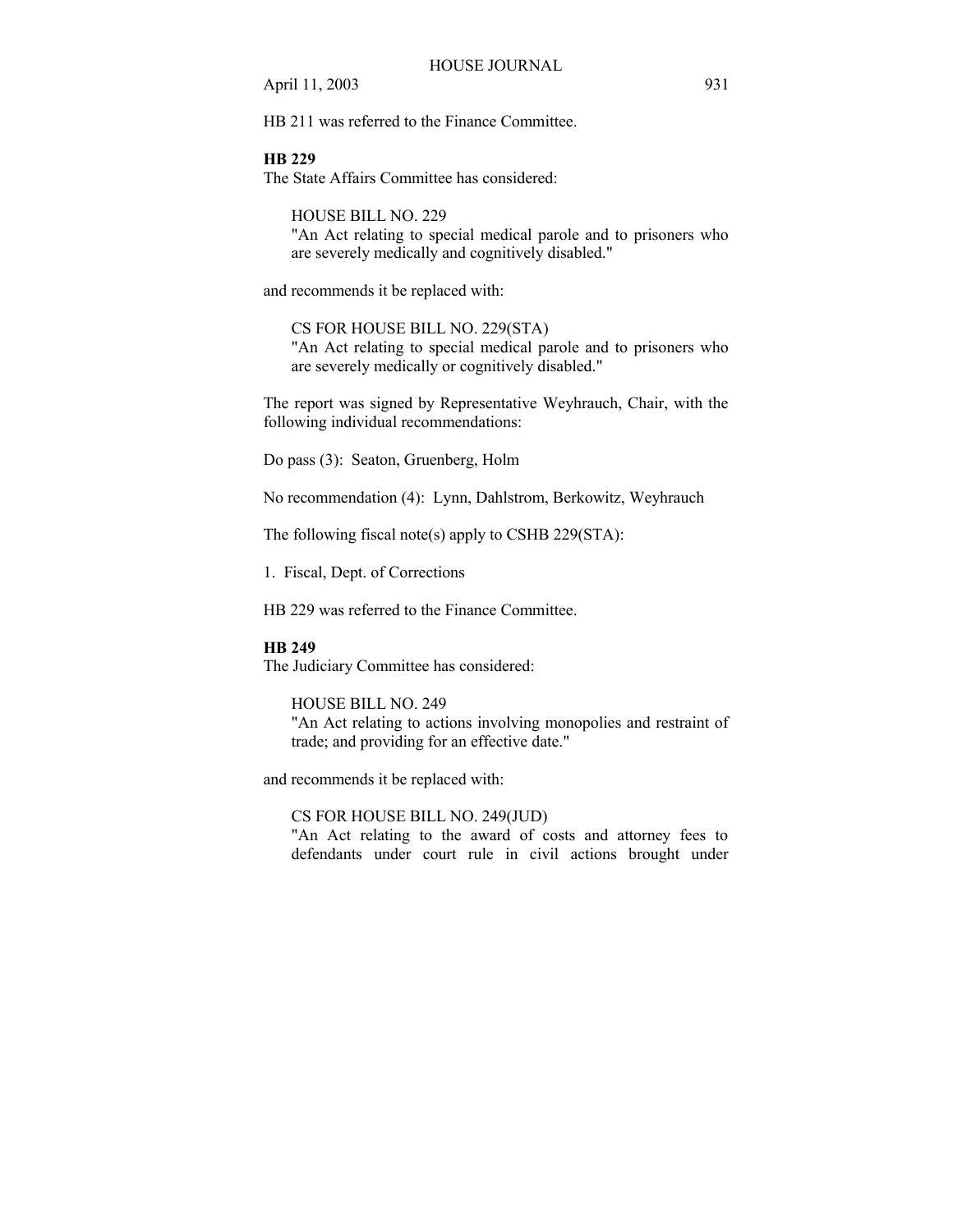HB 211 was referred to the Finance Committee.

**HB 229**

The State Affairs Committee has considered:

HOUSE BILL NO. 229
"An Act relating to special medical parole and to prisoners who are severely medically and cognitively disabled."

and recommends it be replaced with:

CS FOR HOUSE BILL NO. 229(STA)
"An Act relating to special medical parole and to prisoners who are severely medically or cognitively disabled."

The report was signed by Representative Weyhrauch, Chair, with the following individual recommendations:

Do pass (3): Seaton, Gruenberg, Holm

No recommendation (4): Lynn, Dahlstrom, Berkowitz, Weyhrauch

The following fiscal note(s) apply to CSHB 229(STA):

1. Fiscal, Dept. of Corrections

HB 229 was referred to the Finance Committee.

**HB 249**

The Judiciary Committee has considered:

HOUSE BILL NO. 249
"An Act relating to actions involving monopolies and restraint of trade; and providing for an effective date."

and recommends it be replaced with:

CS FOR HOUSE BILL NO. 249(JUD)
"An Act relating to the award of costs and attorney fees to defendants under court rule in civil actions brought under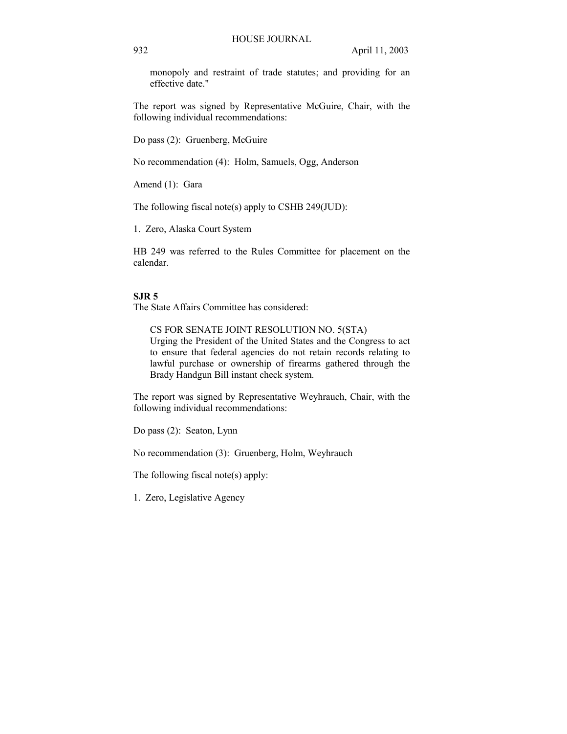monopoly and restraint of trade statutes; and providing for an effective date."

The report was signed by Representative McGuire, Chair, with the following individual recommendations:

Do pass (2): Gruenberg, McGuire

No recommendation (4): Holm, Samuels, Ogg, Anderson

Amend (1): Gara

The following fiscal note(s) apply to CSHB 249(JUD):

1. Zero, Alaska Court System

HB 249 was referred to the Rules Committee for placement on the calendar.

**SJR 5**

The State Affairs Committee has considered:

CS FOR SENATE JOINT RESOLUTION NO. 5(STA)
Urging the President of the United States and the Congress to act to ensure that federal agencies do not retain records relating to lawful purchase or ownership of firearms gathered through the Brady Handgun Bill instant check system.

The report was signed by Representative Weyhrauch, Chair, with the following individual recommendations:

Do pass (2): Seaton, Lynn

No recommendation (3): Gruenberg, Holm, Weyhrauch

The following fiscal note(s) apply:

1. Zero, Legislative Agency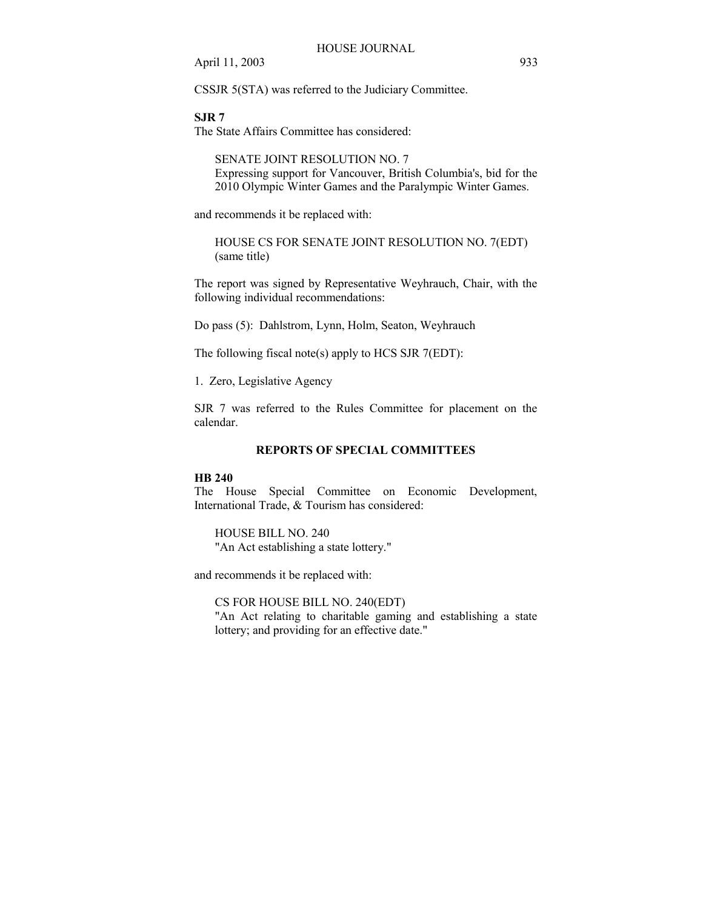CSSJR 5(STA) was referred to the Judiciary Committee.

**SJR 7**
The State Affairs Committee has considered:

SENATE JOINT RESOLUTION NO. 7
Expressing support for Vancouver, British Columbia's, bid for the 2010 Olympic Winter Games and the Paralympic Winter Games.

and recommends it be replaced with:

HOUSE CS FOR SENATE JOINT RESOLUTION NO. 7(EDT)
(same title)

The report was signed by Representative Weyhrauch, Chair, with the following individual recommendations:

Do pass (5): Dahlstrom, Lynn, Holm, Seaton, Weyhrauch

The following fiscal note(s) apply to HCS SJR 7(EDT):

1. Zero, Legislative Agency

SJR 7 was referred to the Rules Committee for placement on the calendar.

## REPORTS OF SPECIAL COMMITTEES

**HB 240**
The House Special Committee on Economic Development, International Trade, & Tourism has considered:

HOUSE BILL NO. 240
"An Act establishing a state lottery."

and recommends it be replaced with:

CS FOR HOUSE BILL NO. 240(EDT)
"An Act relating to charitable gaming and establishing a state lottery; and providing for an effective date."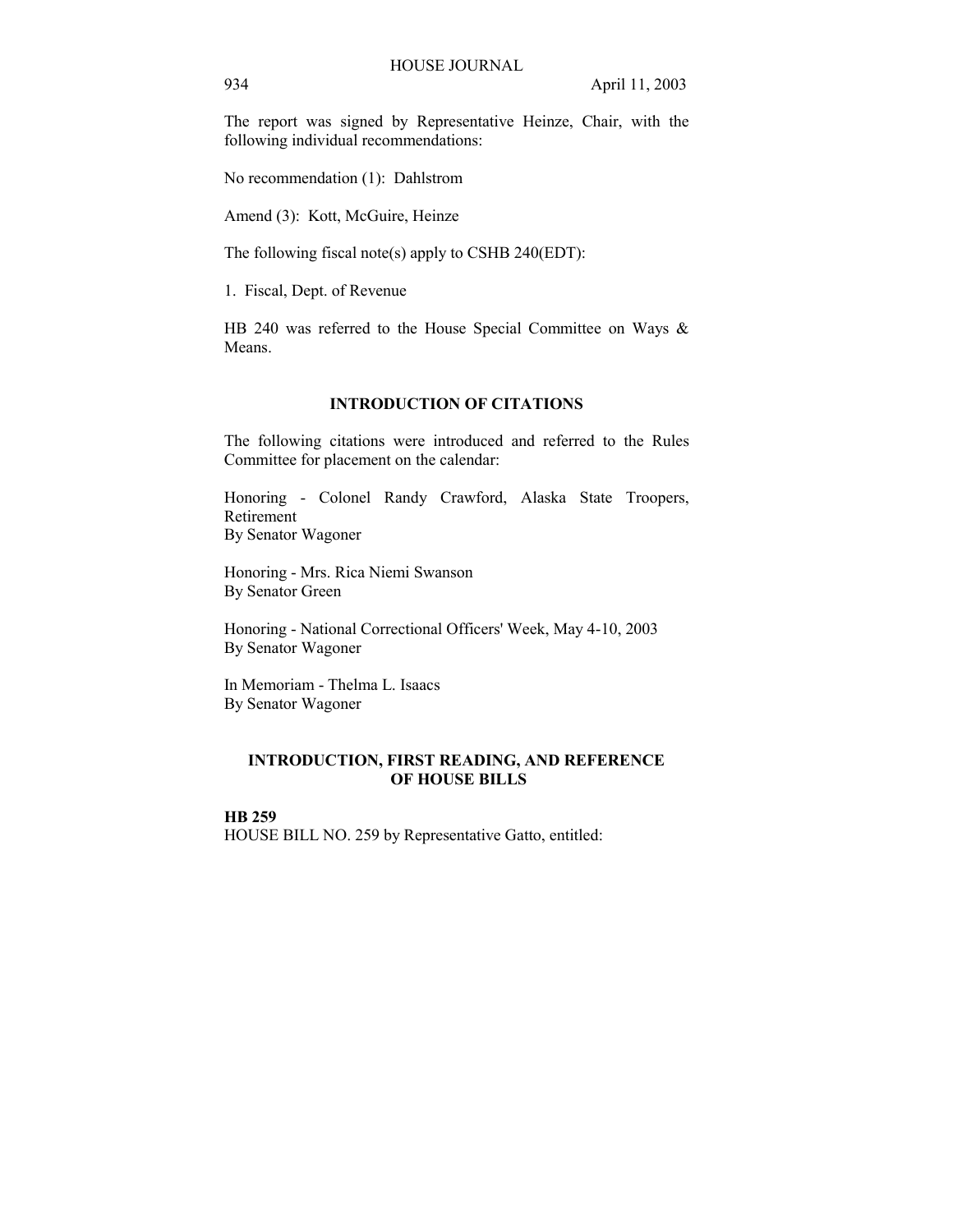The report was signed by Representative Heinze, Chair, with the following individual recommendations:

No recommendation (1): Dahlstrom

Amend (3): Kott, McGuire, Heinze

The following fiscal note(s) apply to CSHB 240(EDT):

1. Fiscal, Dept. of Revenue

HB 240 was referred to the House Special Committee on Ways & Means.

## INTRODUCTION OF CITATIONS

The following citations were introduced and referred to the Rules Committee for placement on the calendar:

Honoring - Colonel Randy Crawford, Alaska State Troopers, Retirement
By Senator Wagoner

Honoring - Mrs. Rica Niemi Swanson
By Senator Green

Honoring - National Correctional Officers' Week, May 4-10, 2003
By Senator Wagoner

In Memoriam - Thelma L. Isaacs
By Senator Wagoner

## INTRODUCTION, FIRST READING, AND REFERENCE OF HOUSE BILLS

**HB 259**
HOUSE BILL NO. 259 by Representative Gatto, entitled: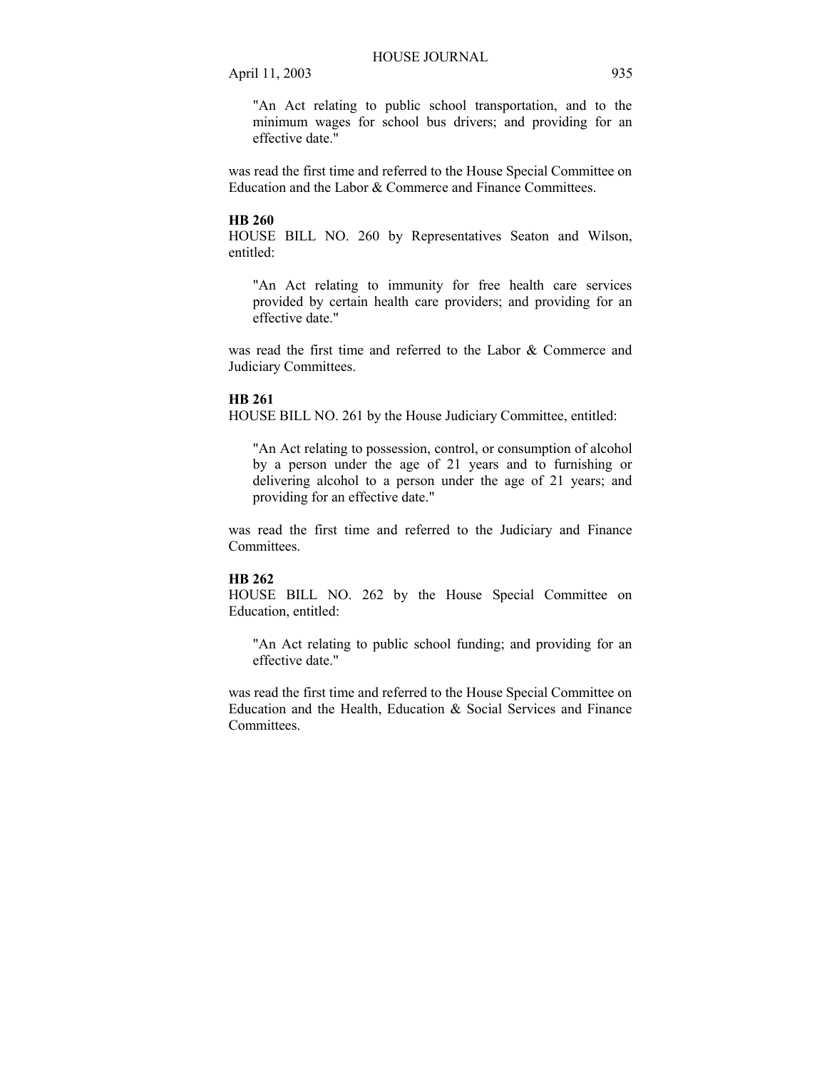"An Act relating to public school transportation, and to the minimum wages for school bus drivers; and providing for an effective date."

was read the first time and referred to the House Special Committee on Education and the Labor & Commerce and Finance Committees.

**HB 260**

HOUSE BILL NO. 260 by Representatives Seaton and Wilson, entitled:

"An Act relating to immunity for free health care services provided by certain health care providers; and providing for an effective date."

was read the first time and referred to the Labor & Commerce and Judiciary Committees.

**HB 261**

HOUSE BILL NO. 261 by the House Judiciary Committee, entitled:

"An Act relating to possession, control, or consumption of alcohol by a person under the age of 21 years and to furnishing or delivering alcohol to a person under the age of 21 years; and providing for an effective date."

was read the first time and referred to the Judiciary and Finance Committees.

**HB 262**

HOUSE BILL NO. 262 by the House Special Committee on Education, entitled:

"An Act relating to public school funding; and providing for an effective date."

was read the first time and referred to the House Special Committee on Education and the Health, Education & Social Services and Finance Committees.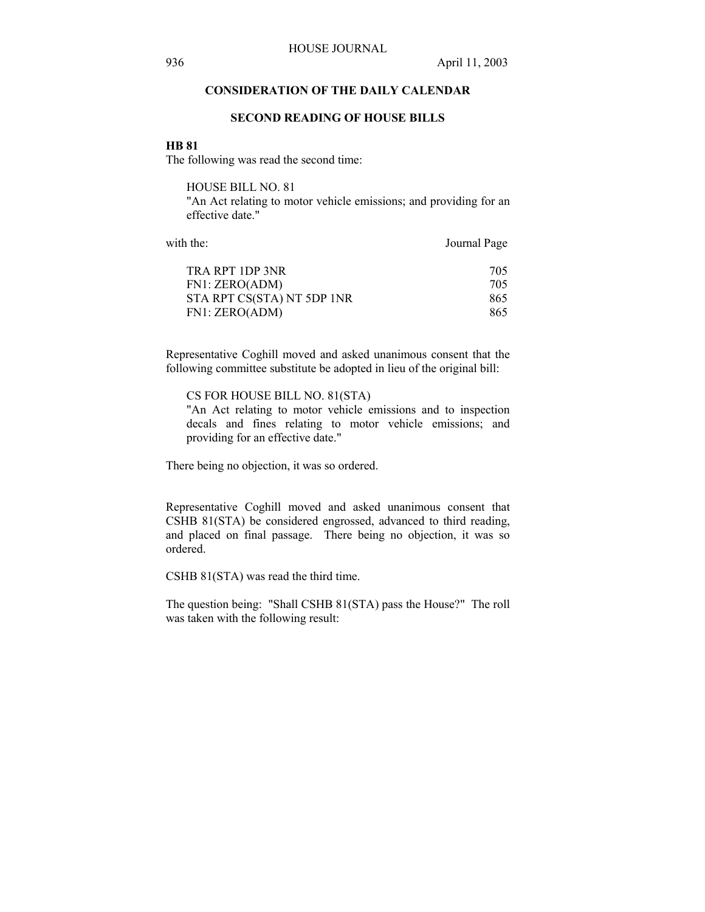## CONSIDERATION OF THE DAILY CALENDAR

### SECOND READING OF HOUSE BILLS

**HB 81**

The following was read the second time:

HOUSE BILL NO. 81
"An Act relating to motor vehicle emissions; and providing for an effective date."

| with the: | Journal Page |
|---|---|
| TRA RPT 1DP 3NR | 705 |
| FN1: ZERO(ADM) | 705 |
| STA RPT CS(STA) NT 5DP 1NR | 865 |
| FN1: ZERO(ADM) | 865 |

Representative Coghill moved and asked unanimous consent that the following committee substitute be adopted in lieu of the original bill:

CS FOR HOUSE BILL NO. 81(STA)
"An Act relating to motor vehicle emissions and to inspection decals and fines relating to motor vehicle emissions; and providing for an effective date."

There being no objection, it was so ordered.

Representative Coghill moved and asked unanimous consent that CSHB 81(STA) be considered engrossed, advanced to third reading, and placed on final passage. There being no objection, it was so ordered.

CSHB 81(STA) was read the third time.

The question being: "Shall CSHB 81(STA) pass the House?" The roll was taken with the following result: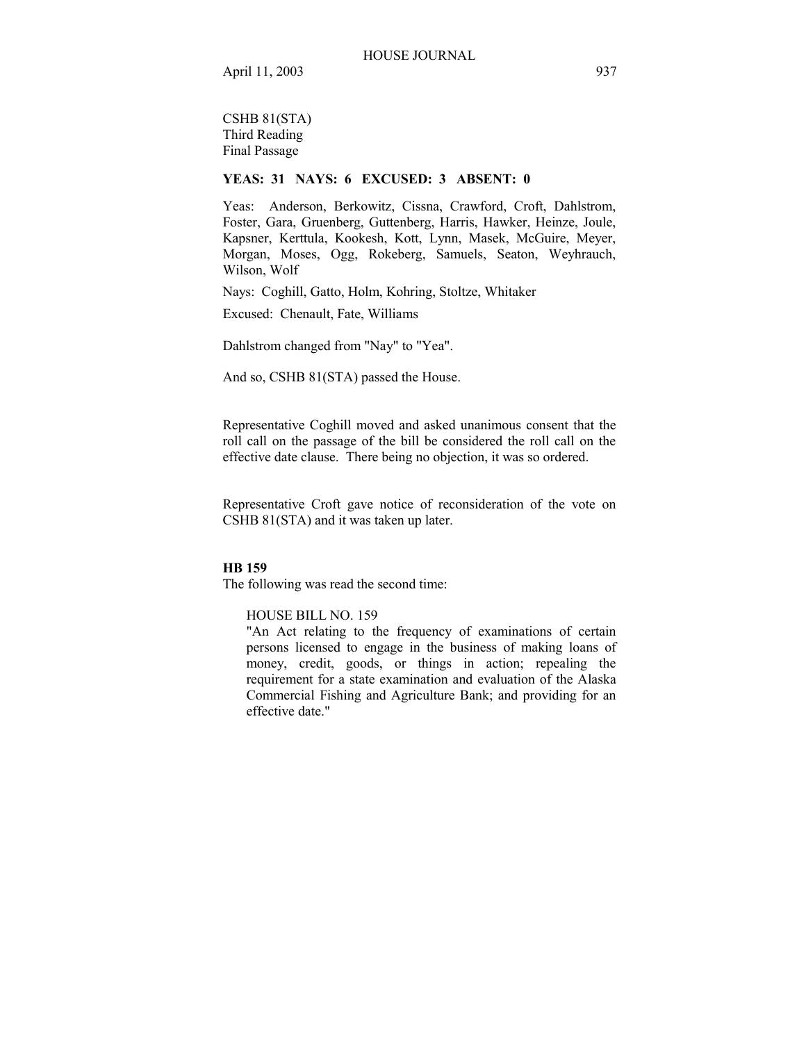CSHB 81(STA)
Third Reading
Final Passage

**YEAS: 31 NAYS: 6 EXCUSED: 3 ABSENT: 0**

Yeas: Anderson, Berkowitz, Cissna, Crawford, Croft, Dahlstrom, Foster, Gara, Gruenberg, Guttenberg, Harris, Hawker, Heinze, Joule, Kapsner, Kerttula, Kookesh, Kott, Lynn, Masek, McGuire, Meyer, Morgan, Moses, Ogg, Rokeberg, Samuels, Seaton, Weyhrauch, Wilson, Wolf

Nays: Coghill, Gatto, Holm, Kohring, Stoltze, Whitaker

Excused: Chenault, Fate, Williams

Dahlstrom changed from "Nay" to "Yea".

And so, CSHB 81(STA) passed the House.

Representative Coghill moved and asked unanimous consent that the roll call on the passage of the bill be considered the roll call on the effective date clause. There being no objection, it was so ordered.

Representative Croft gave notice of reconsideration of the vote on CSHB 81(STA) and it was taken up later.

**HB 159**

The following was read the second time:

HOUSE BILL NO. 159
"An Act relating to the frequency of examinations of certain persons licensed to engage in the business of making loans of money, credit, goods, or things in action; repealing the requirement for a state examination and evaluation of the Alaska Commercial Fishing and Agriculture Bank; and providing for an effective date."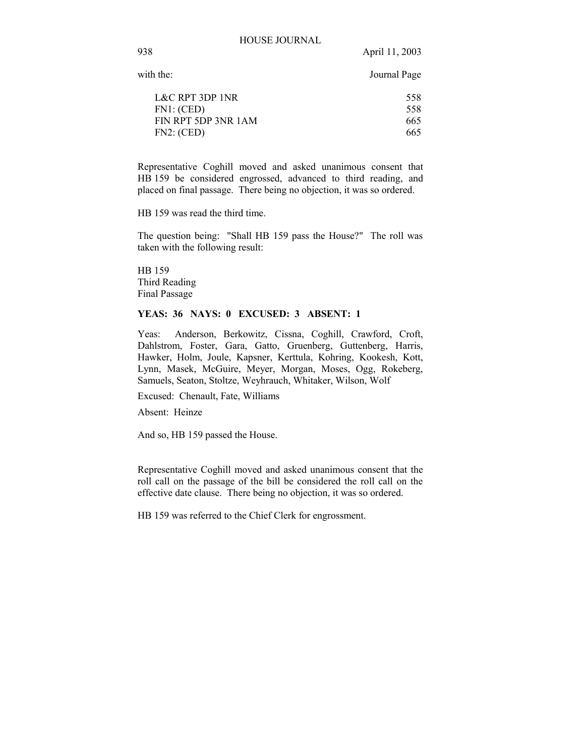with the: Journal Page

| | |
|---|---|
| L&C RPT 3DP 1NR | 558 |
| FN1: (CED) | 558 |
| FIN RPT 5DP 3NR 1AM | 665 |
| FN2: (CED) | 665 |

Representative Coghill moved and asked unanimous consent that HB 159 be considered engrossed, advanced to third reading, and placed on final passage. There being no objection, it was so ordered.

HB 159 was read the third time.

The question being: "Shall HB 159 pass the House?" The roll was taken with the following result:

HB 159
Third Reading
Final Passage

**YEAS: 36 NAYS: 0 EXCUSED: 3 ABSENT: 1**

Yeas: Anderson, Berkowitz, Cissna, Coghill, Crawford, Croft, Dahlstrom, Foster, Gara, Gatto, Gruenberg, Guttenberg, Harris, Hawker, Holm, Joule, Kapsner, Kerttula, Kohring, Kookesh, Kott, Lynn, Masek, McGuire, Meyer, Morgan, Moses, Ogg, Rokeberg, Samuels, Seaton, Stoltze, Weyhrauch, Whitaker, Wilson, Wolf

Excused: Chenault, Fate, Williams

Absent: Heinze

And so, HB 159 passed the House.

Representative Coghill moved and asked unanimous consent that the roll call on the passage of the bill be considered the roll call on the effective date clause. There being no objection, it was so ordered.

HB 159 was referred to the Chief Clerk for engrossment.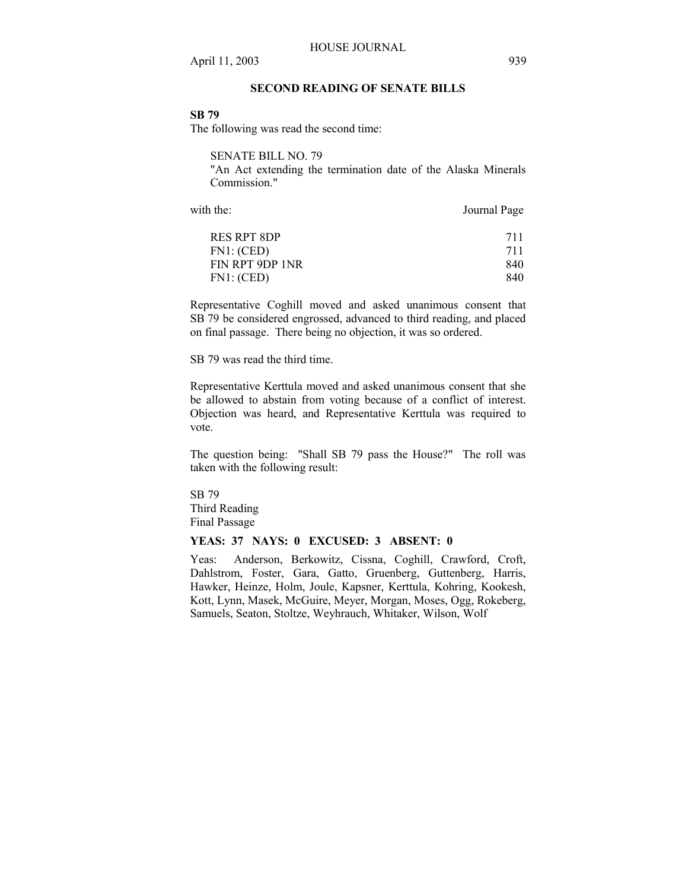## SECOND READING OF SENATE BILLS

**SB 79**

The following was read the second time:

SENATE BILL NO. 79
"An Act extending the termination date of the Alaska Minerals Commission."

| with the: | Journal Page |
|---|---|
| RES RPT 8DP | 711 |
| FN1: (CED) | 711 |
| FIN RPT 9DP 1NR | 840 |
| FN1: (CED) | 840 |

Representative Coghill moved and asked unanimous consent that SB 79 be considered engrossed, advanced to third reading, and placed on final passage. There being no objection, it was so ordered.

SB 79 was read the third time.

Representative Kerttula moved and asked unanimous consent that she be allowed to abstain from voting because of a conflict of interest. Objection was heard, and Representative Kerttula was required to vote.

The question being: "Shall SB 79 pass the House?" The roll was taken with the following result:

SB 79
Third Reading
Final Passage

**YEAS: 37 NAYS: 0 EXCUSED: 3 ABSENT: 0**

Yeas: Anderson, Berkowitz, Cissna, Coghill, Crawford, Croft, Dahlstrom, Foster, Gara, Gatto, Gruenberg, Guttenberg, Harris, Hawker, Heinze, Holm, Joule, Kapsner, Kerttula, Kohring, Kookesh, Kott, Lynn, Masek, McGuire, Meyer, Morgan, Moses, Ogg, Rokeberg, Samuels, Seaton, Stoltze, Weyhrauch, Whitaker, Wilson, Wolf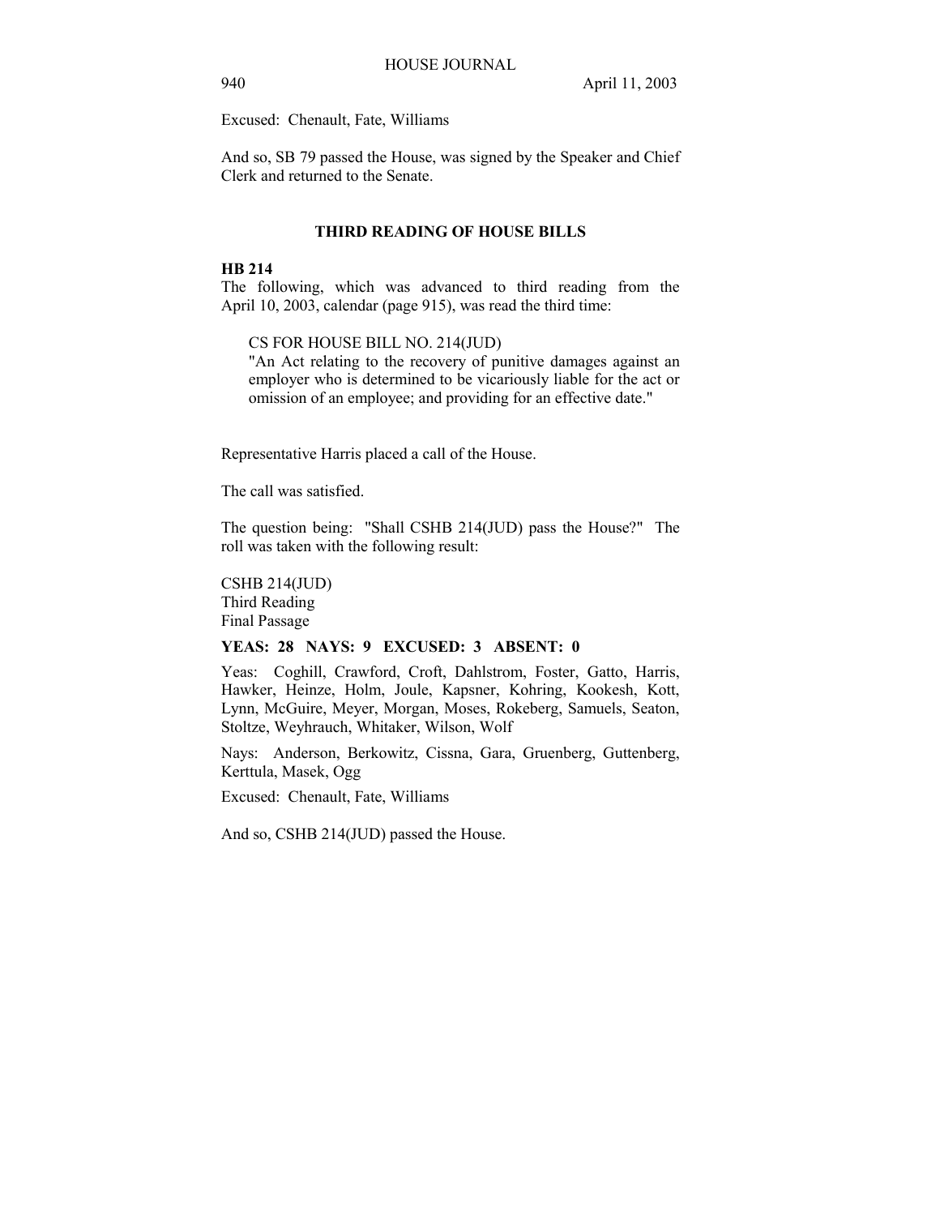Excused: Chenault, Fate, Williams

And so, SB 79 passed the House, was signed by the Speaker and Chief Clerk and returned to the Senate.

## THIRD READING OF HOUSE BILLS

**HB 214**

The following, which was advanced to third reading from the April 10, 2003, calendar (page 915), was read the third time:

> CS FOR HOUSE BILL NO. 214(JUD)
> "An Act relating to the recovery of punitive damages against an employer who is determined to be vicariously liable for the act or omission of an employee; and providing for an effective date."

Representative Harris placed a call of the House.

The call was satisfied.

The question being: "Shall CSHB 214(JUD) pass the House?" The roll was taken with the following result:

CSHB 214(JUD)
Third Reading
Final Passage

**YEAS: 28 NAYS: 9 EXCUSED: 3 ABSENT: 0**

Yeas: Coghill, Crawford, Croft, Dahlstrom, Foster, Gatto, Harris, Hawker, Heinze, Holm, Joule, Kapsner, Kohring, Kookesh, Kott, Lynn, McGuire, Meyer, Morgan, Moses, Rokeberg, Samuels, Seaton, Stoltze, Weyhrauch, Whitaker, Wilson, Wolf

Nays: Anderson, Berkowitz, Cissna, Gara, Gruenberg, Guttenberg, Kerttula, Masek, Ogg

Excused: Chenault, Fate, Williams

And so, CSHB 214(JUD) passed the House.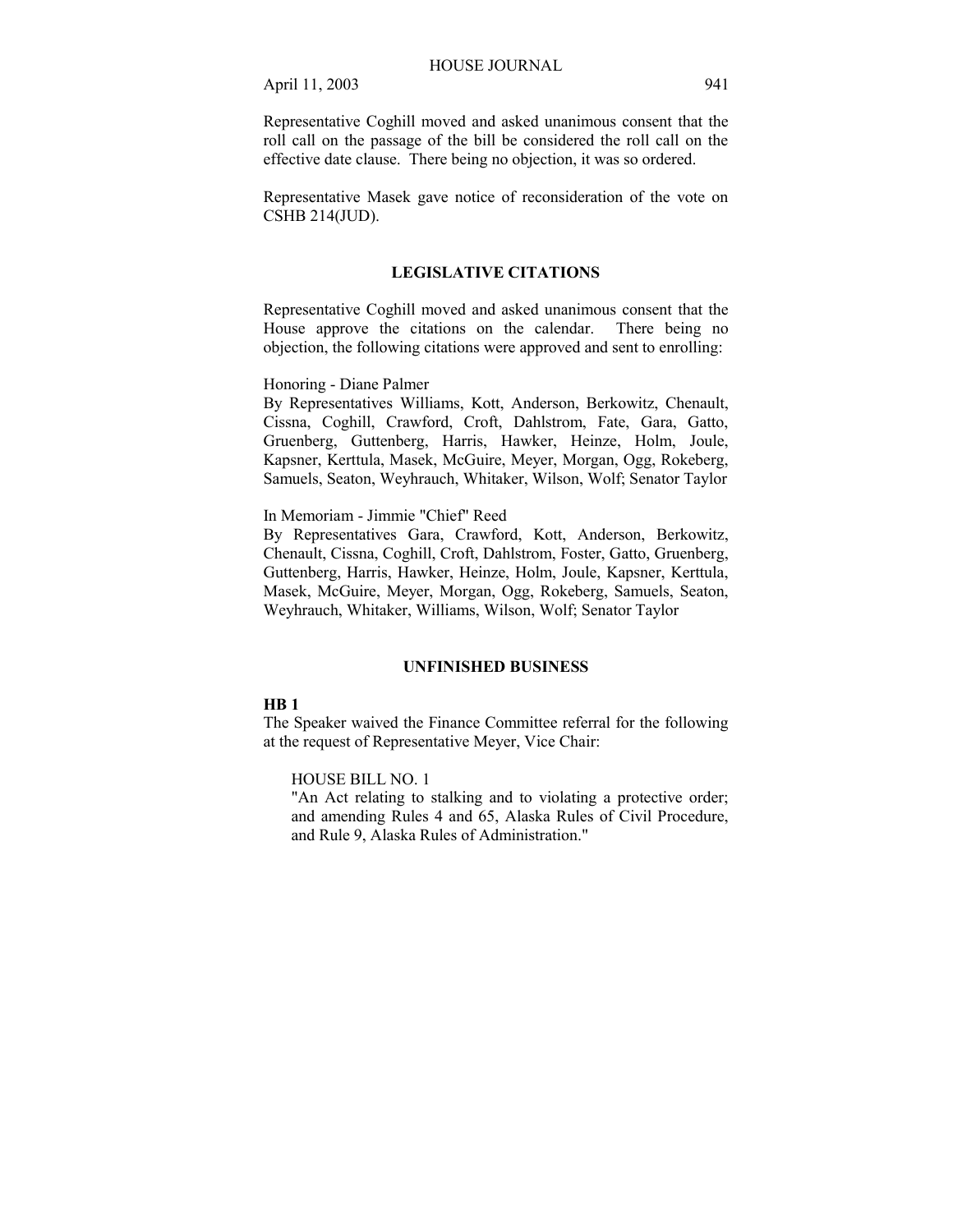Representative Coghill moved and asked unanimous consent that the roll call on the passage of the bill be considered the roll call on the effective date clause. There being no objection, it was so ordered.

Representative Masek gave notice of reconsideration of the vote on CSHB 214(JUD).

## LEGISLATIVE CITATIONS

Representative Coghill moved and asked unanimous consent that the House approve the citations on the calendar. There being no objection, the following citations were approved and sent to enrolling:

Honoring - Diane Palmer
By Representatives Williams, Kott, Anderson, Berkowitz, Chenault, Cissna, Coghill, Crawford, Croft, Dahlstrom, Fate, Gara, Gatto, Gruenberg, Guttenberg, Harris, Hawker, Heinze, Holm, Joule, Kapsner, Kerttula, Masek, McGuire, Meyer, Morgan, Ogg, Rokeberg, Samuels, Seaton, Weyhrauch, Whitaker, Wilson, Wolf; Senator Taylor

In Memoriam - Jimmie "Chief" Reed
By Representatives Gara, Crawford, Kott, Anderson, Berkowitz, Chenault, Cissna, Coghill, Croft, Dahlstrom, Foster, Gatto, Gruenberg, Guttenberg, Harris, Hawker, Heinze, Holm, Joule, Kapsner, Kerttula, Masek, McGuire, Meyer, Morgan, Ogg, Rokeberg, Samuels, Seaton, Weyhrauch, Whitaker, Williams, Wilson, Wolf; Senator Taylor

## UNFINISHED BUSINESS

**HB 1**
The Speaker waived the Finance Committee referral for the following at the request of Representative Meyer, Vice Chair:

HOUSE BILL NO. 1
"An Act relating to stalking and to violating a protective order; and amending Rules 4 and 65, Alaska Rules of Civil Procedure, and Rule 9, Alaska Rules of Administration."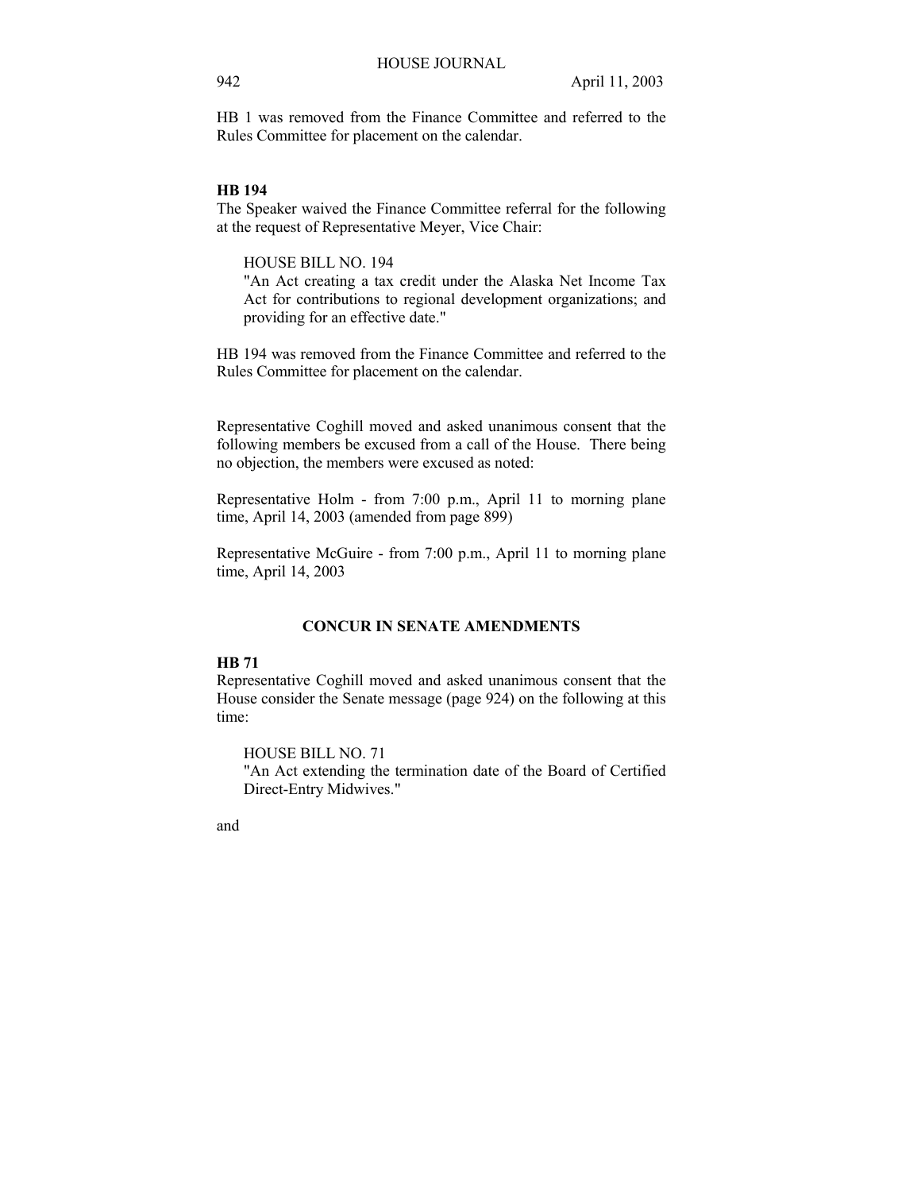HB 1 was removed from the Finance Committee and referred to the Rules Committee for placement on the calendar.

**HB 194**

The Speaker waived the Finance Committee referral for the following at the request of Representative Meyer, Vice Chair:

> HOUSE BILL NO. 194
> "An Act creating a tax credit under the Alaska Net Income Tax Act for contributions to regional development organizations; and providing for an effective date."

HB 194 was removed from the Finance Committee and referred to the Rules Committee for placement on the calendar.

Representative Coghill moved and asked unanimous consent that the following members be excused from a call of the House. There being no objection, the members were excused as noted:

Representative Holm - from 7:00 p.m., April 11 to morning plane time, April 14, 2003 (amended from page 899)

Representative McGuire - from 7:00 p.m., April 11 to morning plane time, April 14, 2003

## CONCUR IN SENATE AMENDMENTS

**HB 71**

Representative Coghill moved and asked unanimous consent that the House consider the Senate message (page 924) on the following at this time:

> HOUSE BILL NO. 71
> "An Act extending the termination date of the Board of Certified Direct-Entry Midwives."

and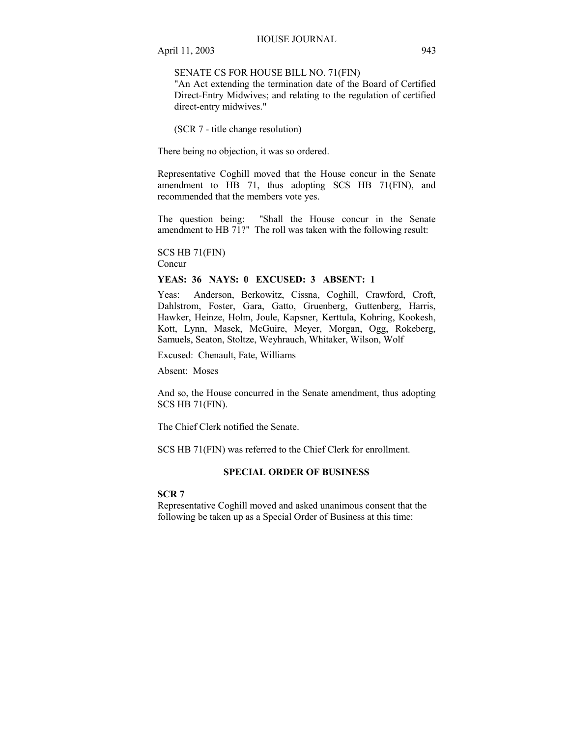SENATE CS FOR HOUSE BILL NO. 71(FIN)
"An Act extending the termination date of the Board of Certified Direct-Entry Midwives; and relating to the regulation of certified direct-entry midwives."

(SCR 7 - title change resolution)

There being no objection, it was so ordered.

Representative Coghill moved that the House concur in the Senate amendment to HB 71, thus adopting SCS HB 71(FIN), and recommended that the members vote yes.

The question being: "Shall the House concur in the Senate amendment to HB 71?" The roll was taken with the following result:

SCS HB 71(FIN)
Concur

**YEAS: 36 NAYS: 0 EXCUSED: 3 ABSENT: 1**

Yeas: Anderson, Berkowitz, Cissna, Coghill, Crawford, Croft, Dahlstrom, Foster, Gara, Gatto, Gruenberg, Guttenberg, Harris, Hawker, Heinze, Holm, Joule, Kapsner, Kerttula, Kohring, Kookesh, Kott, Lynn, Masek, McGuire, Meyer, Morgan, Ogg, Rokeberg, Samuels, Seaton, Stoltze, Weyhrauch, Whitaker, Wilson, Wolf

Excused: Chenault, Fate, Williams

Absent: Moses

And so, the House concurred in the Senate amendment, thus adopting SCS HB 71(FIN).

The Chief Clerk notified the Senate.

SCS HB 71(FIN) was referred to the Chief Clerk for enrollment.

## SPECIAL ORDER OF BUSINESS

**SCR 7**
Representative Coghill moved and asked unanimous consent that the following be taken up as a Special Order of Business at this time: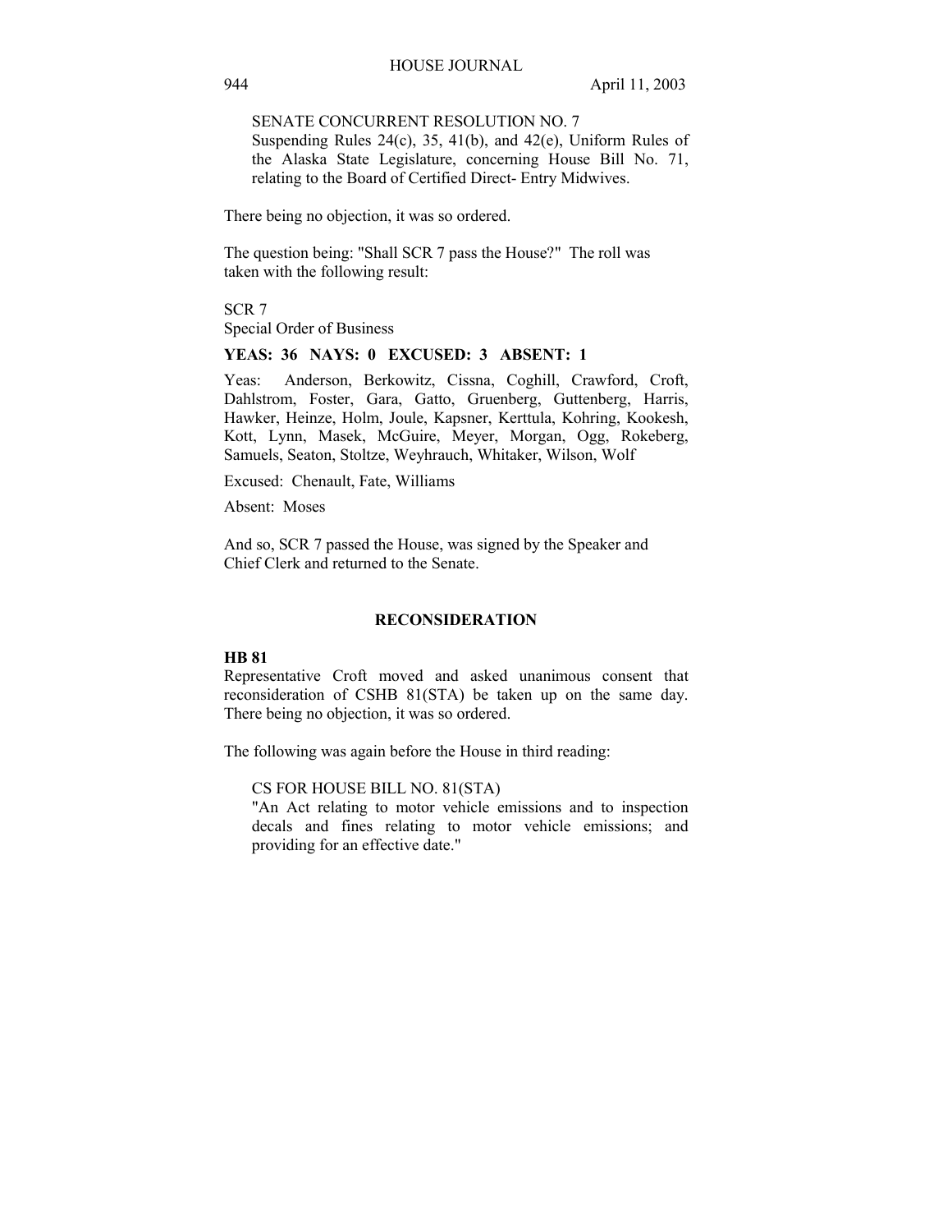SENATE CONCURRENT RESOLUTION NO. 7
Suspending Rules 24(c), 35, 41(b), and 42(e), Uniform Rules of the Alaska State Legislature, concerning House Bill No. 71, relating to the Board of Certified Direct- Entry Midwives.

There being no objection, it was so ordered.

The question being: "Shall SCR 7 pass the House?" The roll was taken with the following result:

SCR 7
Special Order of Business

**YEAS: 36 NAYS: 0 EXCUSED: 3 ABSENT: 1**

Yeas: Anderson, Berkowitz, Cissna, Coghill, Crawford, Croft, Dahlstrom, Foster, Gara, Gatto, Gruenberg, Guttenberg, Harris, Hawker, Heinze, Holm, Joule, Kapsner, Kerttula, Kohring, Kookesh, Kott, Lynn, Masek, McGuire, Meyer, Morgan, Ogg, Rokeberg, Samuels, Seaton, Stoltze, Weyhrauch, Whitaker, Wilson, Wolf

Excused: Chenault, Fate, Williams

Absent: Moses

And so, SCR 7 passed the House, was signed by the Speaker and Chief Clerk and returned to the Senate.

## RECONSIDERATION

**HB 81**
Representative Croft moved and asked unanimous consent that reconsideration of CSHB 81(STA) be taken up on the same day. There being no objection, it was so ordered.

The following was again before the House in third reading:

CS FOR HOUSE BILL NO. 81(STA)
"An Act relating to motor vehicle emissions and to inspection decals and fines relating to motor vehicle emissions; and providing for an effective date."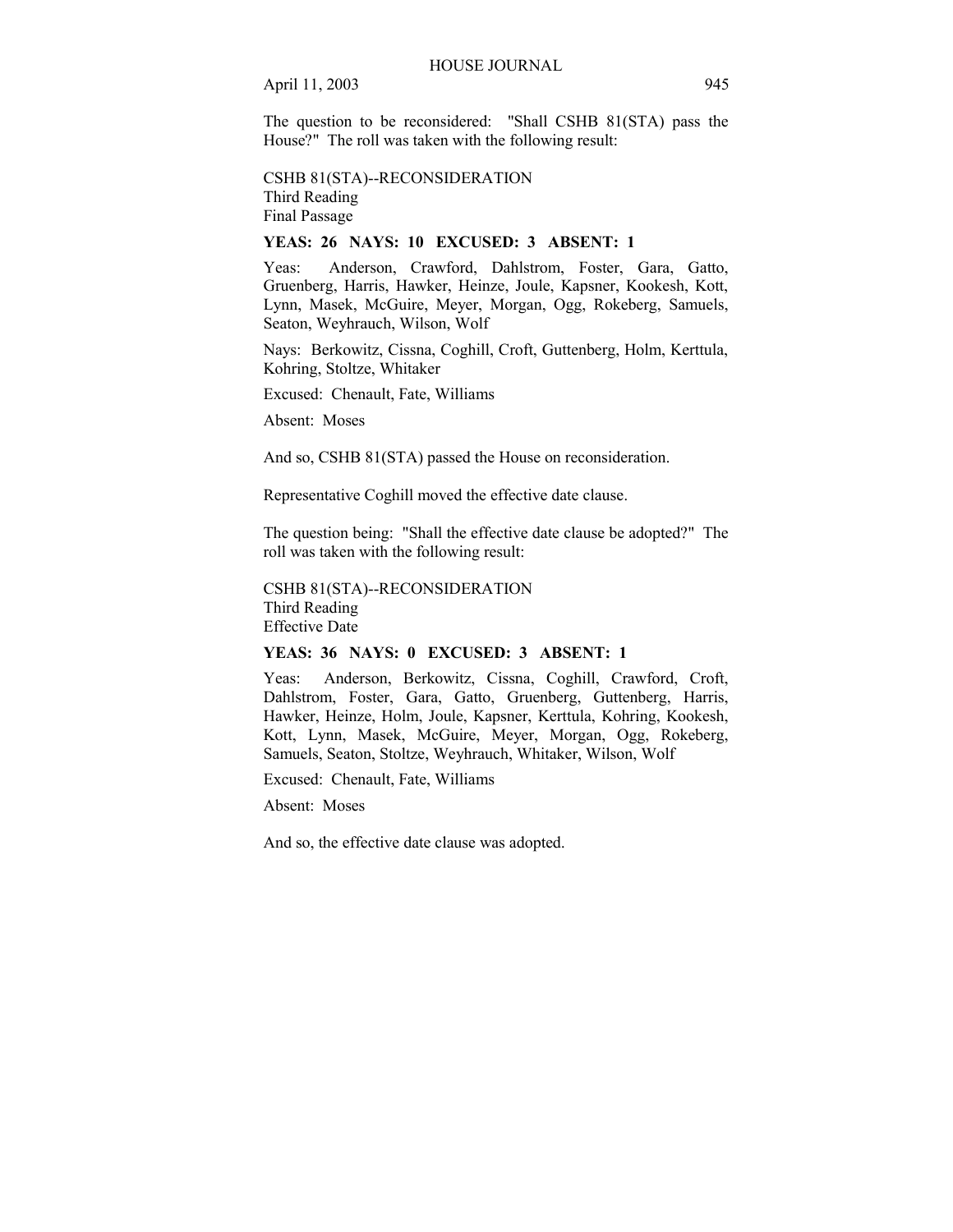The question to be reconsidered: "Shall CSHB 81(STA) pass the House?" The roll was taken with the following result:

CSHB 81(STA)--RECONSIDERATION
Third Reading
Final Passage

**YEAS: 26 NAYS: 10 EXCUSED: 3 ABSENT: 1**

Yeas: Anderson, Crawford, Dahlstrom, Foster, Gara, Gatto, Gruenberg, Harris, Hawker, Heinze, Joule, Kapsner, Kookesh, Kott, Lynn, Masek, McGuire, Meyer, Morgan, Ogg, Rokeberg, Samuels, Seaton, Weyhrauch, Wilson, Wolf

Nays: Berkowitz, Cissna, Coghill, Croft, Guttenberg, Holm, Kerttula, Kohring, Stoltze, Whitaker

Excused: Chenault, Fate, Williams

Absent: Moses

And so, CSHB 81(STA) passed the House on reconsideration.

Representative Coghill moved the effective date clause.

The question being: "Shall the effective date clause be adopted?" The roll was taken with the following result:

CSHB 81(STA)--RECONSIDERATION
Third Reading
Effective Date

**YEAS: 36 NAYS: 0 EXCUSED: 3 ABSENT: 1**

Yeas: Anderson, Berkowitz, Cissna, Coghill, Crawford, Croft, Dahlstrom, Foster, Gara, Gatto, Gruenberg, Guttenberg, Harris, Hawker, Heinze, Holm, Joule, Kapsner, Kerttula, Kohring, Kookesh, Kott, Lynn, Masek, McGuire, Meyer, Morgan, Ogg, Rokeberg, Samuels, Seaton, Stoltze, Weyhrauch, Whitaker, Wilson, Wolf

Excused: Chenault, Fate, Williams

Absent: Moses

And so, the effective date clause was adopted.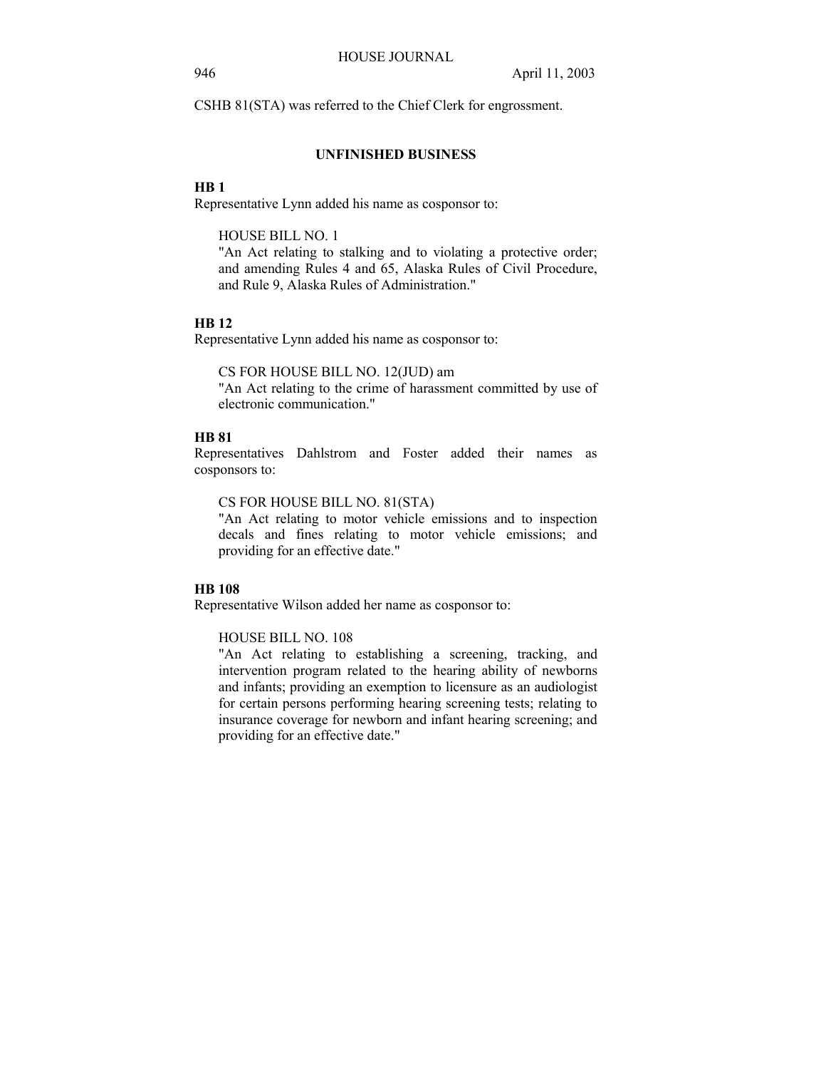CSHB 81(STA) was referred to the Chief Clerk for engrossment.

## UNFINISHED BUSINESS

**HB 1**

Representative Lynn added his name as cosponsor to:

HOUSE BILL NO. 1
"An Act relating to stalking and to violating a protective order; and amending Rules 4 and 65, Alaska Rules of Civil Procedure, and Rule 9, Alaska Rules of Administration."

**HB 12**

Representative Lynn added his name as cosponsor to:

CS FOR HOUSE BILL NO. 12(JUD) am
"An Act relating to the crime of harassment committed by use of electronic communication."

**HB 81**

Representatives Dahlstrom and Foster added their names as cosponsors to:

CS FOR HOUSE BILL NO. 81(STA)
"An Act relating to motor vehicle emissions and to inspection decals and fines relating to motor vehicle emissions; and providing for an effective date."

**HB 108**

Representative Wilson added her name as cosponsor to:

HOUSE BILL NO. 108
"An Act relating to establishing a screening, tracking, and intervention program related to the hearing ability of newborns and infants; providing an exemption to licensure as an audiologist for certain persons performing hearing screening tests; relating to insurance coverage for newborn and infant hearing screening; and providing for an effective date."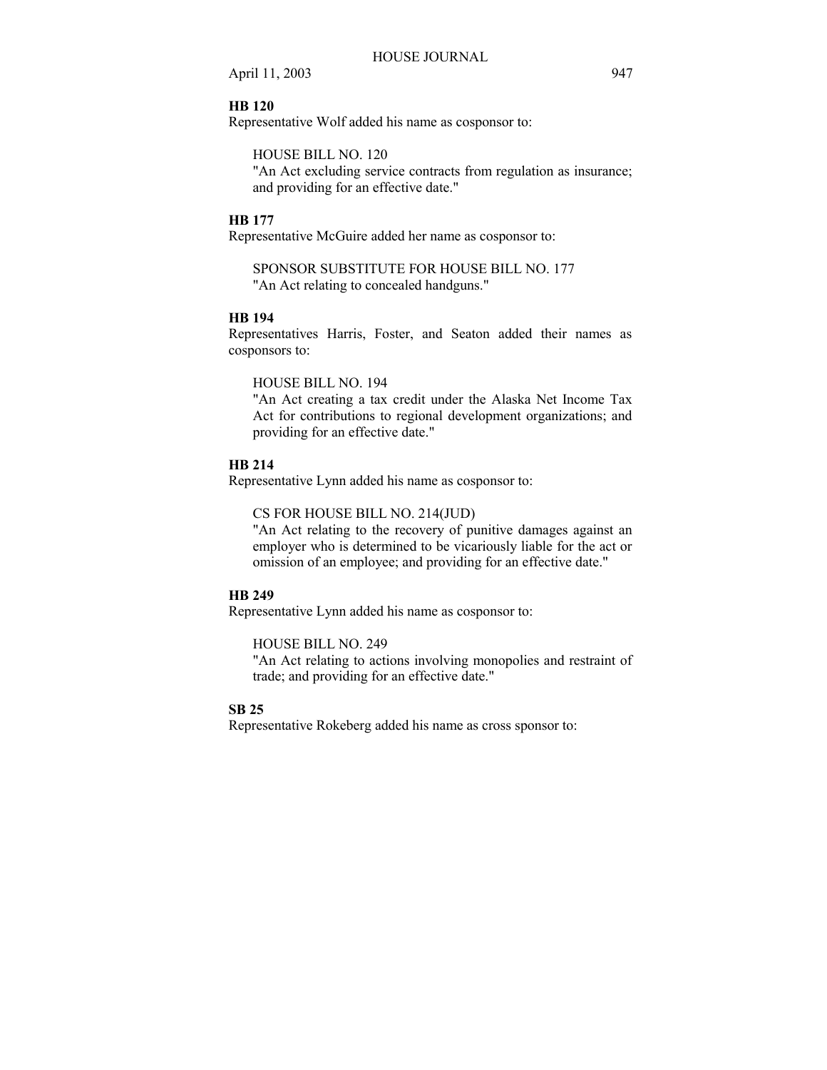**HB 120**

Representative Wolf added his name as cosponsor to:

HOUSE BILL NO. 120
"An Act excluding service contracts from regulation as insurance; and providing for an effective date."

**HB 177**

Representative McGuire added her name as cosponsor to:

SPONSOR SUBSTITUTE FOR HOUSE BILL NO. 177
"An Act relating to concealed handguns."

**HB 194**

Representatives Harris, Foster, and Seaton added their names as cosponsors to:

HOUSE BILL NO. 194
"An Act creating a tax credit under the Alaska Net Income Tax Act for contributions to regional development organizations; and providing for an effective date."

**HB 214**

Representative Lynn added his name as cosponsor to:

CS FOR HOUSE BILL NO. 214(JUD)
"An Act relating to the recovery of punitive damages against an employer who is determined to be vicariously liable for the act or omission of an employee; and providing for an effective date."

**HB 249**

Representative Lynn added his name as cosponsor to:

HOUSE BILL NO. 249
"An Act relating to actions involving monopolies and restraint of trade; and providing for an effective date."

**SB 25**

Representative Rokeberg added his name as cross sponsor to: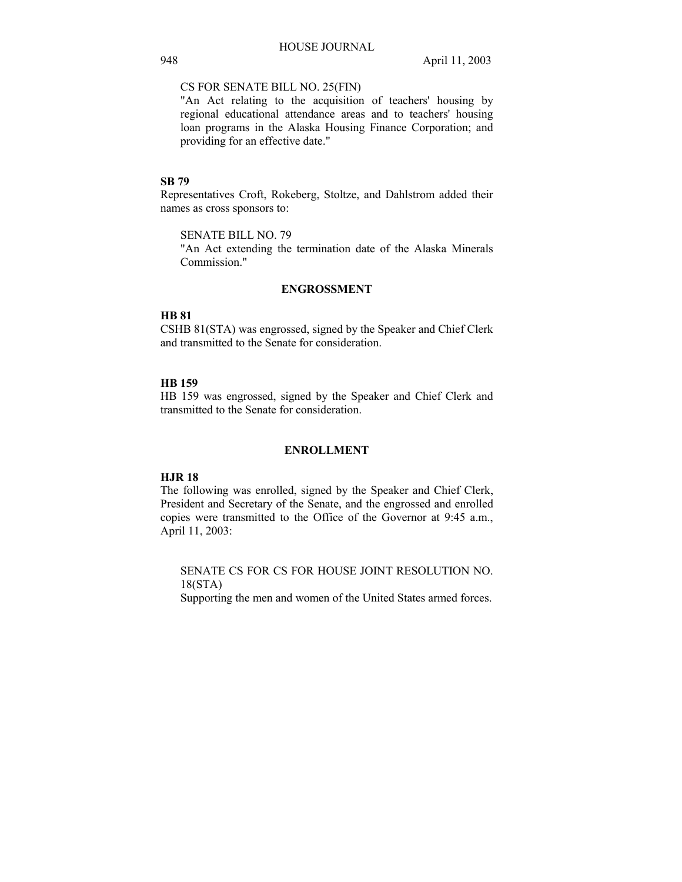CS FOR SENATE BILL NO. 25(FIN)

"An Act relating to the acquisition of teachers' housing by regional educational attendance areas and to teachers' housing loan programs in the Alaska Housing Finance Corporation; and providing for an effective date."

**SB 79**

Representatives Croft, Rokeberg, Stoltze, and Dahlstrom added their names as cross sponsors to:

SENATE BILL NO. 79

"An Act extending the termination date of the Alaska Minerals Commission."

## ENGROSSMENT

**HB 81**

CSHB 81(STA) was engrossed, signed by the Speaker and Chief Clerk and transmitted to the Senate for consideration.

**HB 159**

HB 159 was engrossed, signed by the Speaker and Chief Clerk and transmitted to the Senate for consideration.

## ENROLLMENT

**HJR 18**

The following was enrolled, signed by the Speaker and Chief Clerk, President and Secretary of the Senate, and the engrossed and enrolled copies were transmitted to the Office of the Governor at 9:45 a.m., April 11, 2003:

SENATE CS FOR CS FOR HOUSE JOINT RESOLUTION NO. 18(STA)

Supporting the men and women of the United States armed forces.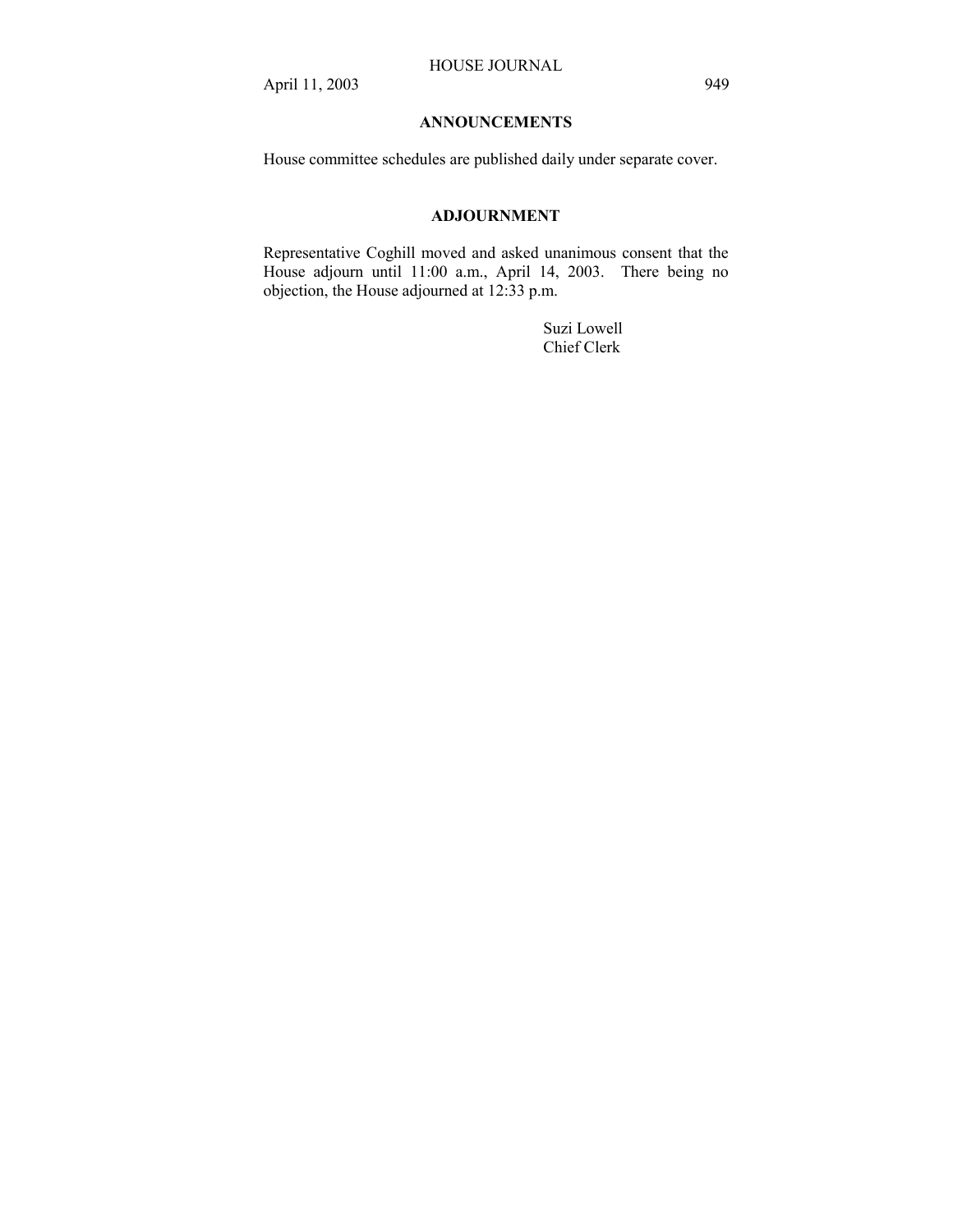## ANNOUNCEMENTS

House committee schedules are published daily under separate cover.

## ADJOURNMENT

Representative Coghill moved and asked unanimous consent that the House adjourn until 11:00 a.m., April 14, 2003. There being no objection, the House adjourned at 12:33 p.m.

Suzi Lowell
Chief Clerk